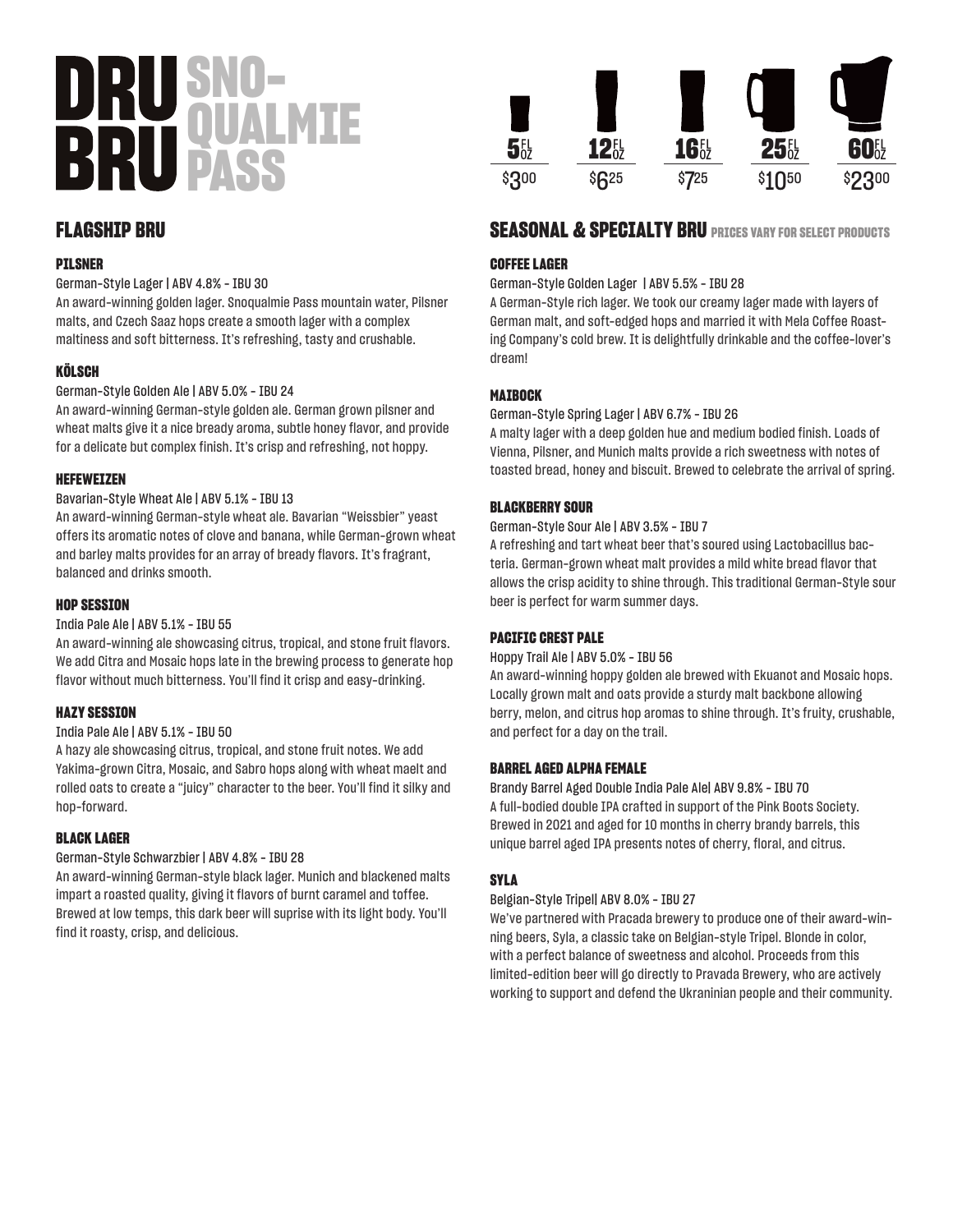# DRU BRU SNOQUALMIE PASS

| 5 FL OZ | 12 FL OZ | 16 FL OZ | 25 FL OZ | 60 FL OZ |
|---|---|---|---|---|
| $3.00 | $6.25 | $7.25 | $10.50 | $23.00 |

## FLAGSHIP BRU

### PILSNER

German-Style Lager | ABV 4.8% - IBU 30

An award-winning golden lager. Snoqualmie Pass mountain water, Pilsner malts, and Czech Saaz hops create a smooth lager with a complex maltiness and soft bitterness. It's refreshing, tasty and crushable.

### KÖLSCH

German-Style Golden Ale | ABV 5.0% - IBU 24

An award-winning German-style golden ale. German grown pilsner and wheat malts give it a nice bready aroma, subtle honey flavor, and provide for a delicate but complex finish. It's crisp and refreshing, not hoppy.

### HEFEWEIZEN

Bavarian-Style Wheat Ale | ABV 5.1% - IBU 13

An award-winning German-style wheat ale. Bavarian "Weissbier" yeast offers its aromatic notes of clove and banana, while German-grown wheat and barley malts provides for an array of bready flavors. It's fragrant, balanced and drinks smooth.

### HOP SESSION

India Pale Ale | ABV 5.1% - IBU 55

An award-winning ale showcasing citrus, tropical, and stone fruit flavors. We add Citra and Mosaic hops late in the brewing process to generate hop flavor without much bitterness. You'll find it crisp and easy-drinking.

### HAZY SESSION

India Pale Ale | ABV 5.1% - IBU 50

A hazy ale showcasing citrus, tropical, and stone fruit notes. We add Yakima-grown Citra, Mosaic, and Sabro hops along with wheat maelt and rolled oats to create a "juicy" character to the beer. You'll find it silky and hop-forward.

### BLACK LAGER

German-Style Schwarzbier | ABV 4.8% - IBU 28

An award-winning German-style black lager. Munich and blackened malts impart a roasted quality, giving it flavors of burnt caramel and toffee. Brewed at low temps, this dark beer will suprise with its light body. You'll find it roasty, crisp, and delicious.

## SEASONAL & SPECIALTY BRU PRICES VARY FOR SELECT PRODUCTS

### COFFEE LAGER

German-Style Golden Lager | ABV 5.5% - IBU 28

A German-Style rich lager. We took our creamy lager made with layers of German malt, and soft-edged hops and married it with Mela Coffee Roasting Company's cold brew. It is delightfully drinkable and the coffee-lover's dream!

### MAIBOCK

German-Style Spring Lager | ABV 6.7% - IBU 26

A malty lager with a deep golden hue and medium bodied finish. Loads of Vienna, Pilsner, and Munich malts provide a rich sweetness with notes of toasted bread, honey and biscuit. Brewed to celebrate the arrival of spring.

### BLACKBERRY SOUR

German-Style Sour Ale | ABV 3.5% - IBU 7

A refreshing and tart wheat beer that's soured using Lactobacillus bacteria. German-grown wheat malt provides a mild white bread flavor that allows the crisp acidity to shine through. This traditional German-Style sour beer is perfect for warm summer days.

### PACIFIC CREST PALE

Hoppy Trail Ale | ABV 5.0% - IBU 56

An award-winning hoppy golden ale brewed with Ekuanot and Mosaic hops. Locally grown malt and oats provide a sturdy malt backbone allowing berry, melon, and citrus hop aromas to shine through. It's fruity, crushable, and perfect for a day on the trail.

### BARREL AGED ALPHA FEMALE

Brandy Barrel Aged Double India Pale Ale| ABV 9.8% - IBU 70

A full-bodied double IPA crafted in support of the Pink Boots Society. Brewed in 2021 and aged for 10 months in cherry brandy barrels, this unique barrel aged IPA presents notes of cherry, floral, and citrus.

### SYLA

Belgian-Style Tripel| ABV 8.0% - IBU 27

We've partnered with Pracada brewery to produce one of their award-winning beers, Syla, a classic take on Belgian-style Tripel. Blonde in color, with a perfect balance of sweetness and alcohol. Proceeds from this limited-edition beer will go directly to Pravada Brewery, who are actively working to support and defend the Ukraninian people and their community.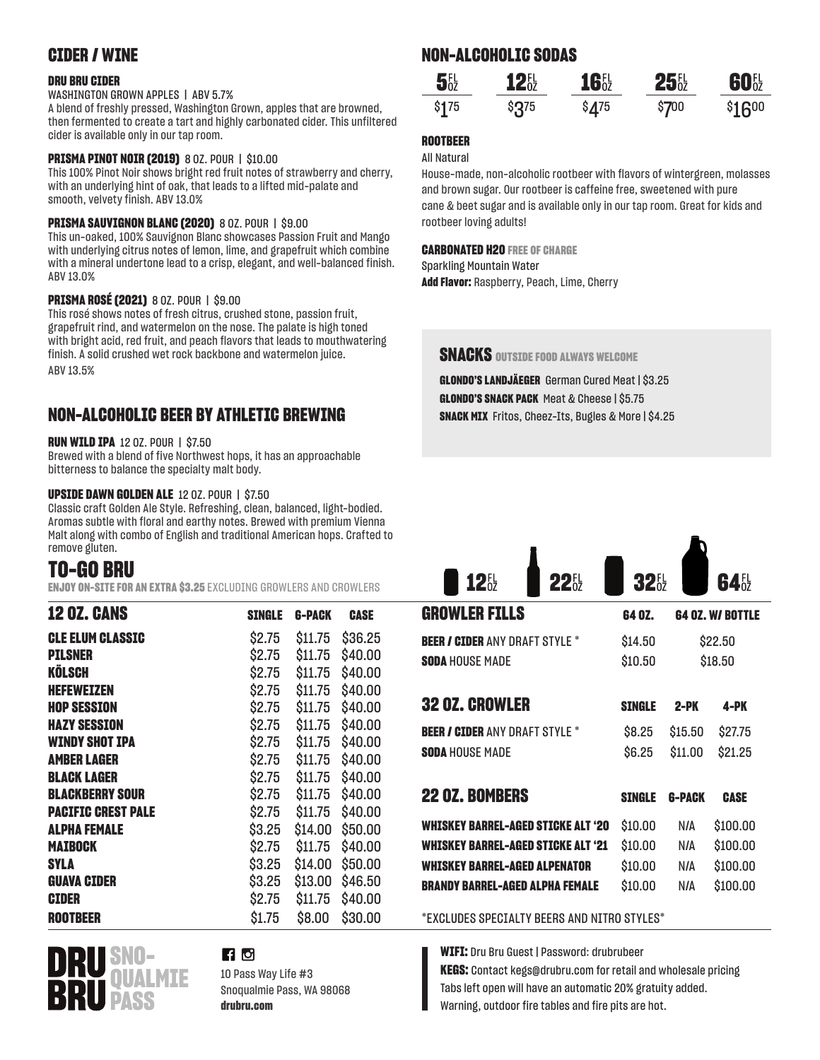## CIDER / WINE

### DRU BRU CIDER

WASHINGTON GROWN APPLES | ABV 5.7%

A blend of freshly pressed, Washington Grown, apples that are browned, then fermented to create a tart and highly carbonated cider. This unfiltered cider is available only in our tap room.

### PRISMA PINOT NOIR (2019) 8 OZ. POUR | $10.00

This 100% Pinot Noir shows bright red fruit notes of strawberry and cherry, with an underlying hint of oak, that leads to a lifted mid-palate and smooth, velvety finish. ABV 13.0%

### PRISMA SAUVIGNON BLANC (2020) 8 OZ. POUR | $9.00

This un-oaked, 100% Sauvignon Blanc showcases Passion Fruit and Mango with underlying citrus notes of lemon, lime, and grapefruit which combine with a mineral undertone lead to a crisp, elegant, and well-balanced finish. ABV 13.0%

### PRISMA ROSÉ (2021) 8 OZ. POUR | $9.00

This rosé shows notes of fresh citrus, crushed stone, passion fruit, grapefruit rind, and watermelon on the nose. The palate is high toned with bright acid, red fruit, and peach flavors that leads to mouthwatering finish. A solid crushed wet rock backbone and watermelon juice.
ABV 13.5%

## NON-ALCOHOLIC BEER BY ATHLETIC BREWING

### RUN WILD IPA 12 OZ. POUR | $7.50

Brewed with a blend of five Northwest hops, it has an approachable bitterness to balance the specialty malt body.

### UPSIDE DAWN GOLDEN ALE 12 OZ. POUR | $7.50

Classic craft Golden Ale Style. Refreshing, clean, balanced, light-bodied. Aromas subtle with floral and earthy notes. Brewed with premium Vienna Malt along with combo of English and traditional American hops. Crafted to remove gluten.

## NON-ALCOHOLIC SODAS

| 5 FL OZ | 12 FL OZ | 16 FL OZ | 25 FL OZ | 60 FL OZ |
|---|---|---|---|---|
| $1.75 | $3.75 | $4.75 | $7.00 | $16.00 |

### ROOTBEER

All Natural

House-made, non-alcoholic rootbeer with flavors of wintergreen, molasses and brown sugar. Our rootbeer is caffeine free, sweetened with pure cane & beet sugar and is available only in our tap room. Great for kids and rootbeer loving adults!

### CARBONATED H20 FREE OF CHARGE

Sparkling Mountain Water

**Add Flavor:** Raspberry, Peach, Lime, Cherry

## SNACKS OUTSIDE FOOD ALWAYS WELCOME

**GLONDO'S LANDJÄEGER** German Cured Meat | $3.25

**GLONDO'S SNACK PACK** Meat & Cheese | $5.75

**SNACK MIX** Fritos, Cheez-Its, Bugles & More | $4.25

## TO-GO BRU

ENJOY ON-SITE FOR AN EXTRA $3.25 EXCLUDING GROWLERS AND CROWLERS

12 FL OZ | 22 FL OZ | 32 FL OZ | 64 FL OZ

| 12 OZ. CANS | SINGLE | 6-PACK | CASE |
|---|---|---|---|
| CLE ELUM CLASSIC | $2.75 | $11.75 | $36.25 |
| PILSNER | $2.75 | $11.75 | $40.00 |
| KÖLSCH | $2.75 | $11.75 | $40.00 |
| HEFEWEIZEN | $2.75 | $11.75 | $40.00 |
| HOP SESSION | $2.75 | $11.75 | $40.00 |
| HAZY SESSION | $2.75 | $11.75 | $40.00 |
| WINDY SHOT IPA | $2.75 | $11.75 | $40.00 |
| AMBER LAGER | $2.75 | $11.75 | $40.00 |
| BLACK LAGER | $2.75 | $11.75 | $40.00 |
| BLACKBERRY SOUR | $2.75 | $11.75 | $40.00 |
| PACIFIC CREST PALE | $2.75 | $11.75 | $40.00 |
| ALPHA FEMALE | $3.25 | $14.00 | $50.00 |
| MAIBOCK | $2.75 | $11.75 | $40.00 |
| SYLA | $3.25 | $14.00 | $50.00 |
| GUAVA CIDER | $3.25 | $13.00 | $46.50 |
| CIDER | $2.75 | $11.75 | $40.00 |
| ROOTBEER | $1.75 | $8.00 | $30.00 |

| GROWLER FILLS | 64 OZ. | 64 OZ. W/ BOTTLE |
|---|---|---|
| BEER / CIDER ANY DRAFT STYLE * | $14.50 | $22.50 |
| SODA HOUSE MADE | $10.50 | $18.50 |

| 32 OZ. CROWLER | SINGLE | 2-PK | 4-PK |
|---|---|---|---|
| BEER / CIDER ANY DRAFT STYLE * | $8.25 | $15.50 | $27.75 |
| SODA HOUSE MADE | $6.25 | $11.00 | $21.25 |

| 22 OZ. BOMBERS | SINGLE | 6-PACK | CASE |
|---|---|---|---|
| WHISKEY BARREL-AGED STICKE ALT '20 | $10.00 | N/A | $100.00 |
| WHISKEY BARREL-AGED STICKE ALT '21 | $10.00 | N/A | $100.00 |
| WHISKEY BARREL-AGED ALPENATOR | $10.00 | N/A | $100.00 |
| BRANDY BARREL-AGED ALPHA FEMALE | $10.00 | N/A | $100.00 |

*EXCLUDES SPECIALTY BEERS AND NITRO STYLES*

DRU BRU SNOQUALMIE PASS

10 Pass Way Life #3
Snoqualmie Pass, WA 98068
**drubru.com**

**WIFI:** Dru Bru Guest | Password: drubrubeer

**KEGS:** Contact kegs@drubru.com for retail and wholesale pricing

Tabs left open will have an automatic 20% gratuity added.

Warning, outdoor fire tables and fire pits are hot.